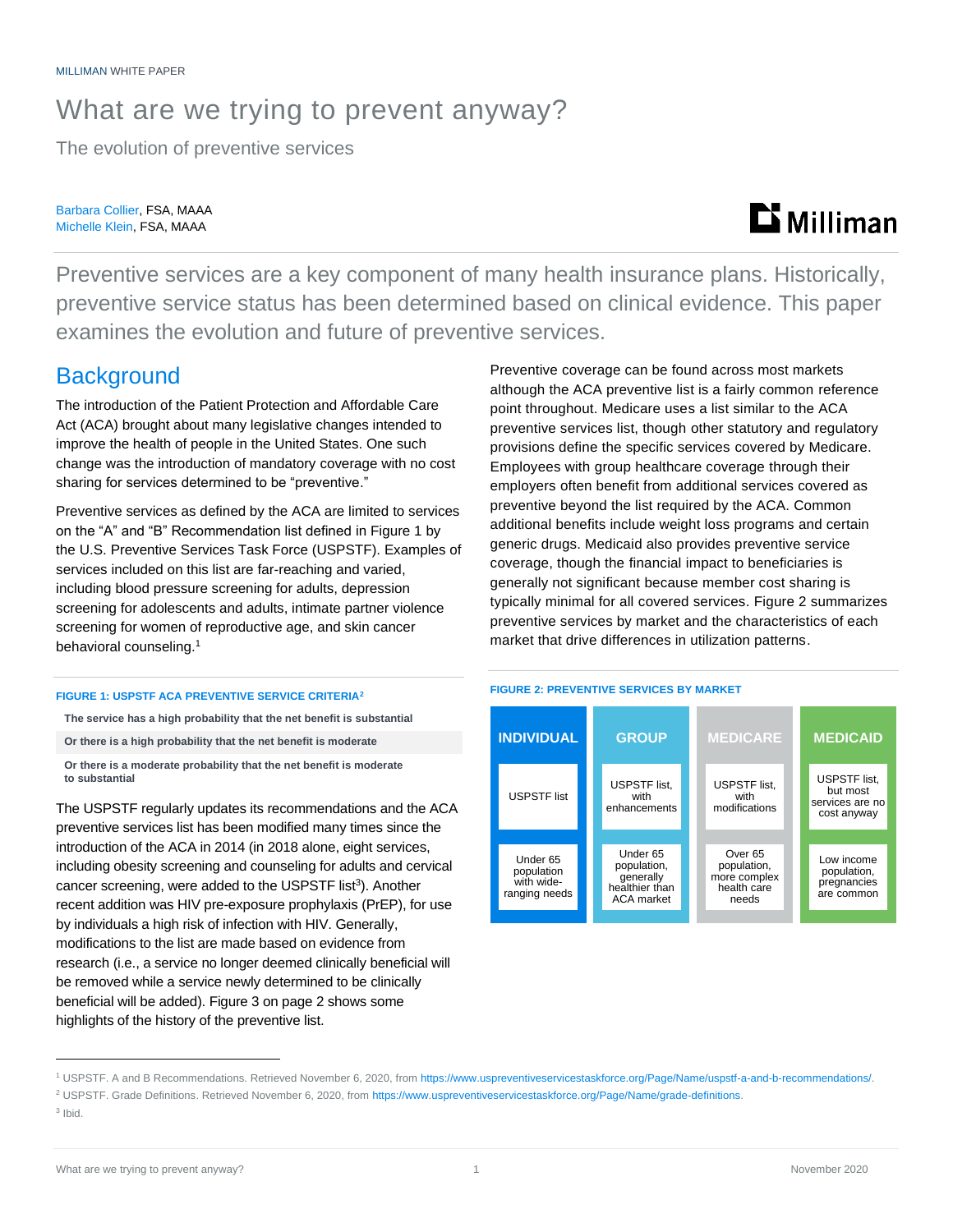MILLIMAN WHITE PAPER

# What are we trying to prevent anyway?

The evolution of preventive services

Barbara Collier, FSA, MAAA
Michelle Klein, FSA, MAAA

Preventive services are a key component of many health insurance plans. Historically, preventive service status has been determined based on clinical evidence. This paper examines the evolution and future of preventive services.

## Background

The introduction of the Patient Protection and Affordable Care Act (ACA) brought about many legislative changes intended to improve the health of people in the United States. One such change was the introduction of mandatory coverage with no cost sharing for services determined to be "preventive."

Preventive services as defined by the ACA are limited to services on the "A" and "B" Recommendation list defined in Figure 1 by the U.S. Preventive Services Task Force (USPSTF). Examples of services included on this list are far-reaching and varied, including blood pressure screening for adults, depression screening for adolescents and adults, intimate partner violence screening for women of reproductive age, and skin cancer behavioral counseling.[1]

**FIGURE 1: USPSTF ACA PREVENTIVE SERVICE CRITERIA[2]**

| |
|---|
| The service has a high probability that the net benefit is substantial |
| Or there is a high probability that the net benefit is moderate |
| Or there is a moderate probability that the net benefit is moderate to substantial |

The USPSTF regularly updates its recommendations and the ACA preventive services list has been modified many times since the introduction of the ACA in 2014 (in 2018 alone, eight services, including obesity screening and counseling for adults and cervical cancer screening, were added to the USPSTF list[3]). Another recent addition was HIV pre-exposure prophylaxis (PrEP), for use by individuals a high risk of infection with HIV. Generally, modifications to the list are made based on evidence from research (i.e., a service no longer deemed clinically beneficial will be removed while a service newly determined to be clinically beneficial will be added). Figure 3 on page 2 shows some highlights of the history of the preventive list.

Preventive coverage can be found across most markets although the ACA preventive list is a fairly common reference point throughout. Medicare uses a list similar to the ACA preventive services list, though other statutory and regulatory provisions define the specific services covered by Medicare. Employees with group healthcare coverage through their employers often benefit from additional services covered as preventive beyond the list required by the ACA. Common additional benefits include weight loss programs and certain generic drugs. Medicaid also provides preventive service coverage, though the financial impact to beneficiaries is generally not significant because member cost sharing is typically minimal for all covered services. Figure 2 summarizes preventive services by market and the characteristics of each market that drive differences in utilization patterns.

**FIGURE 2: PREVENTIVE SERVICES BY MARKET**

| INDIVIDUAL | GROUP | MEDICARE | MEDICAID |
|---|---|---|---|
| USPSTF list | USPSTF list, with enhancements | USPSTF list, with modifications | USPSTF list, but most services are no cost anyway |
| Under 65 population with wide-ranging needs | Under 65 population, generally healthier than ACA market | Over 65 population, more complex health care needs | Low income population, pregnancies are common |

[1] USPSTF. A and B Recommendations. Retrieved November 6, 2020, from https://www.uspreventiveservicestaskforce.org/Page/Name/uspstf-a-and-b-recommendations/.

[2] USPSTF. Grade Definitions. Retrieved November 6, 2020, from https://www.uspreventiveservicestaskforce.org/Page/Name/grade-definitions.

[3] Ibid.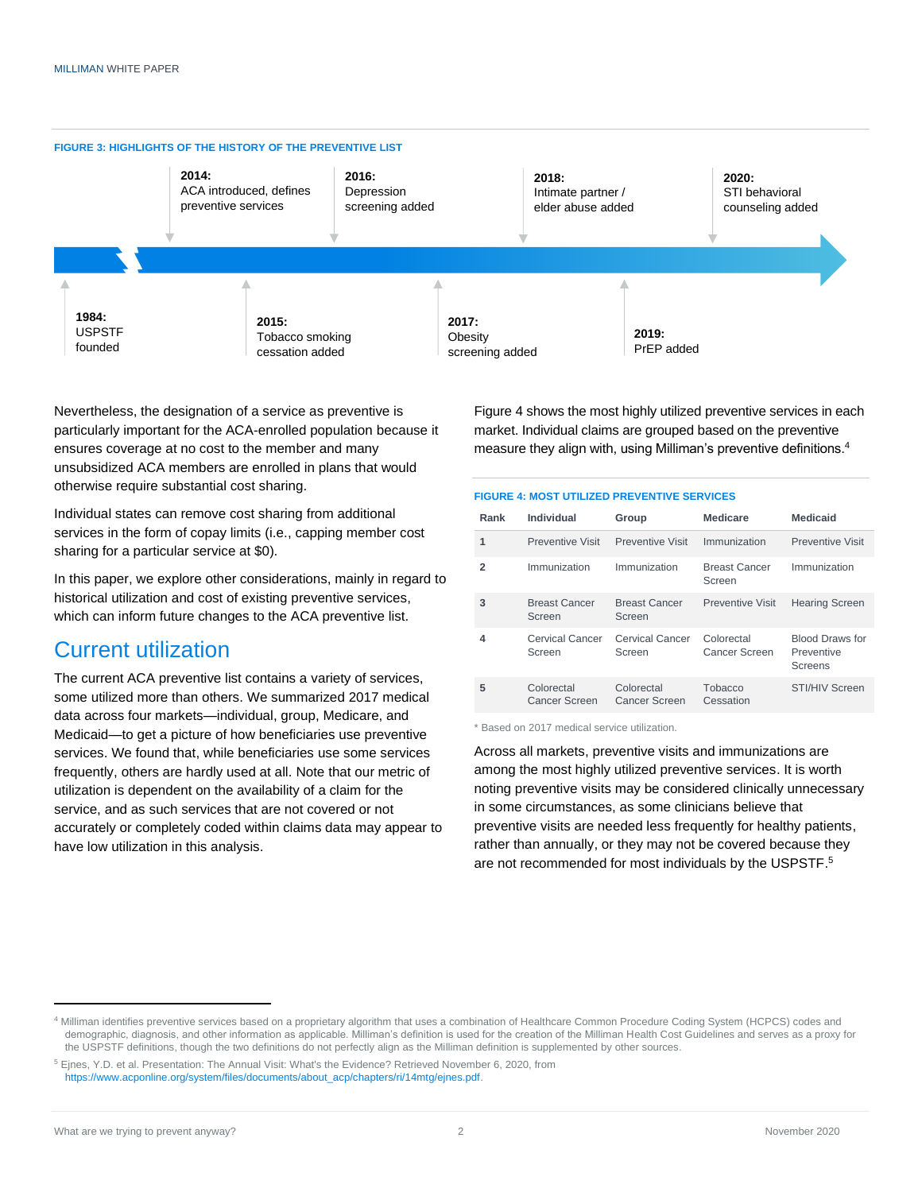**FIGURE 3: HIGHLIGHTS OF THE HISTORY OF THE PREVENTIVE LIST**

- **1984:** USPSTF founded
- **2014:** ACA introduced, defines preventive services
- **2015:** Tobacco smoking cessation added
- **2016:** Depression screening added
- **2017:** Obesity screening added
- **2018:** Intimate partner / elder abuse added
- **2019:** PrEP added
- **2020:** STI behavioral counseling added

Nevertheless, the designation of a service as preventive is particularly important for the ACA-enrolled population because it ensures coverage at no cost to the member and many unsubsidized ACA members are enrolled in plans that would otherwise require substantial cost sharing.

Individual states can remove cost sharing from additional services in the form of copay limits (i.e., capping member cost sharing for a particular service at $0).

In this paper, we explore other considerations, mainly in regard to historical utilization and cost of existing preventive services, which can inform future changes to the ACA preventive list.

## Current utilization

The current ACA preventive list contains a variety of services, some utilized more than others. We summarized 2017 medical data across four markets—individual, group, Medicare, and Medicaid—to get a picture of how beneficiaries use preventive services. We found that, while beneficiaries use some services frequently, others are hardly used at all. Note that our metric of utilization is dependent on the availability of a claim for the service, and as such services that are not covered or not accurately or completely coded within claims data may appear to have low utilization in this analysis.

Figure 4 shows the most highly utilized preventive services in each market. Individual claims are grouped based on the preventive measure they align with, using Milliman's preventive definitions.[4]

**FIGURE 4: MOST UTILIZED PREVENTIVE SERVICES**

| Rank | Individual | Group | Medicare | Medicaid |
|---|---|---|---|---|
| 1 | Preventive Visit | Preventive Visit | Immunization | Preventive Visit |
| 2 | Immunization | Immunization | Breast Cancer Screen | Immunization |
| 3 | Breast Cancer Screen | Breast Cancer Screen | Preventive Visit | Hearing Screen |
| 4 | Cervical Cancer Screen | Cervical Cancer Screen | Colorectal Cancer Screen | Blood Draws for Preventive Screens |
| 5 | Colorectal Cancer Screen | Colorectal Cancer Screen | Tobacco Cessation | STI/HIV Screen |

\* Based on 2017 medical service utilization.

Across all markets, preventive visits and immunizations are among the most highly utilized preventive services. It is worth noting preventive visits may be considered clinically unnecessary in some circumstances, as some clinicians believe that preventive visits are needed less frequently for healthy patients, rather than annually, or they may not be covered because they are not recommended for most individuals by the USPSTF.[5]

---

[4] Milliman identifies preventive services based on a proprietary algorithm that uses a combination of Healthcare Common Procedure Coding System (HCPCS) codes and demographic, diagnosis, and other information as applicable. Milliman's definition is used for the creation of the Milliman Health Cost Guidelines and serves as a proxy for the USPSTF definitions, though the two definitions do not perfectly align as the Milliman definition is supplemented by other sources.

[5] Ejnes, Y.D. et al. Presentation: The Annual Visit: What's the Evidence? Retrieved November 6, 2020, from https://www.acponline.org/system/files/documents/about_acp/chapters/ri/14mtg/ejnes.pdf.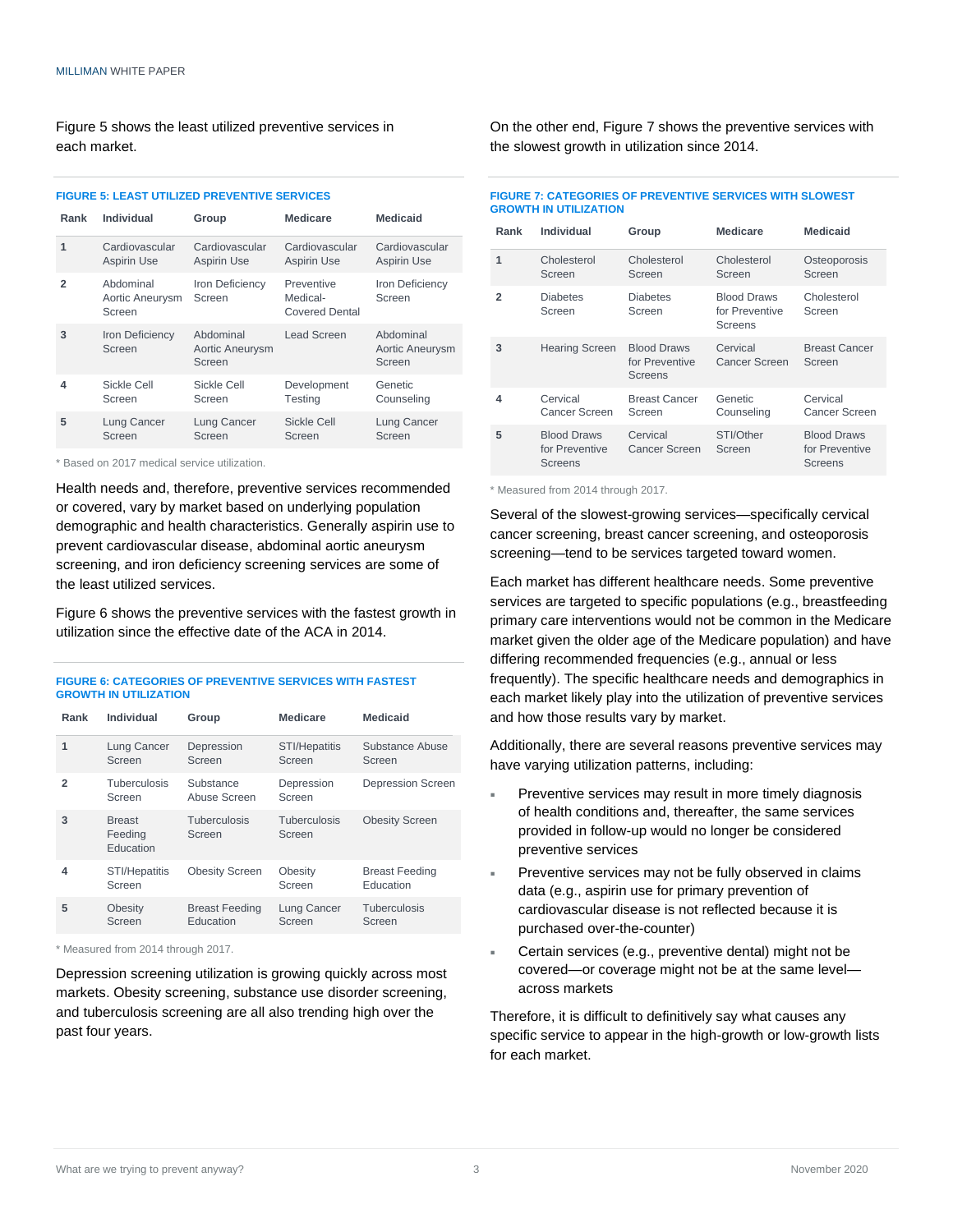Figure 5 shows the least utilized preventive services in each market.

**FIGURE 5: LEAST UTILIZED PREVENTIVE SERVICES**

| Rank | Individual | Group | Medicare | Medicaid |
|---|---|---|---|---|
| 1 | Cardiovascular Aspirin Use | Cardiovascular Aspirin Use | Cardiovascular Aspirin Use | Cardiovascular Aspirin Use |
| 2 | Abdominal Aortic Aneurysm Screen | Iron Deficiency Screen | Preventive Medical-Covered Dental | Iron Deficiency Screen |
| 3 | Iron Deficiency Screen | Abdominal Aortic Aneurysm Screen | Lead Screen | Abdominal Aortic Aneurysm Screen |
| 4 | Sickle Cell Screen | Sickle Cell Screen | Development Testing | Genetic Counseling |
| 5 | Lung Cancer Screen | Lung Cancer Screen | Sickle Cell Screen | Lung Cancer Screen |

* Based on 2017 medical service utilization.

Health needs and, therefore, preventive services recommended or covered, vary by market based on underlying population demographic and health characteristics. Generally aspirin use to prevent cardiovascular disease, abdominal aortic aneurysm screening, and iron deficiency screening services are some of the least utilized services.

Figure 6 shows the preventive services with the fastest growth in utilization since the effective date of the ACA in 2014.

**FIGURE 6: CATEGORIES OF PREVENTIVE SERVICES WITH FASTEST GROWTH IN UTILIZATION**

| Rank | Individual | Group | Medicare | Medicaid |
|---|---|---|---|---|
| 1 | Lung Cancer Screen | Depression Screen | STI/Hepatitis Screen | Substance Abuse Screen |
| 2 | Tuberculosis Screen | Substance Abuse Screen | Depression Screen | Depression Screen |
| 3 | Breast Feeding Education | Tuberculosis Screen | Tuberculosis Screen | Obesity Screen |
| 4 | STI/Hepatitis Screen | Obesity Screen | Obesity Screen | Breast Feeding Education |
| 5 | Obesity Screen | Breast Feeding Education | Lung Cancer Screen | Tuberculosis Screen |

* Measured from 2014 through 2017.

Depression screening utilization is growing quickly across most markets. Obesity screening, substance use disorder screening, and tuberculosis screening are all also trending high over the past four years.

On the other end, Figure 7 shows the preventive services with the slowest growth in utilization since 2014.

**FIGURE 7: CATEGORIES OF PREVENTIVE SERVICES WITH SLOWEST GROWTH IN UTILIZATION**

| Rank | Individual | Group | Medicare | Medicaid |
|---|---|---|---|---|
| 1 | Cholesterol Screen | Cholesterol Screen | Cholesterol Screen | Osteoporosis Screen |
| 2 | Diabetes Screen | Diabetes Screen | Blood Draws for Preventive Screens | Cholesterol Screen |
| 3 | Hearing Screen | Blood Draws for Preventive Screens | Cervical Cancer Screen | Breast Cancer Screen |
| 4 | Cervical Cancer Screen | Breast Cancer Screen | Genetic Counseling | Cervical Cancer Screen |
| 5 | Blood Draws for Preventive Screens | Cervical Cancer Screen | STI/Other Screen | Blood Draws for Preventive Screens |

* Measured from 2014 through 2017.

Several of the slowest-growing services—specifically cervical cancer screening, breast cancer screening, and osteoporosis screening—tend to be services targeted toward women.

Each market has different healthcare needs. Some preventive services are targeted to specific populations (e.g., breastfeeding primary care interventions would not be common in the Medicare market given the older age of the Medicare population) and have differing recommended frequencies (e.g., annual or less frequently). The specific healthcare needs and demographics in each market likely play into the utilization of preventive services and how those results vary by market.

Additionally, there are several reasons preventive services may have varying utilization patterns, including:

- Preventive services may result in more timely diagnosis of health conditions and, thereafter, the same services provided in follow-up would no longer be considered preventive services
- Preventive services may not be fully observed in claims data (e.g., aspirin use for primary prevention of cardiovascular disease is not reflected because it is purchased over-the-counter)
- Certain services (e.g., preventive dental) might not be covered—or coverage might not be at the same level—across markets

Therefore, it is difficult to definitively say what causes any specific service to appear in the high-growth or low-growth lists for each market.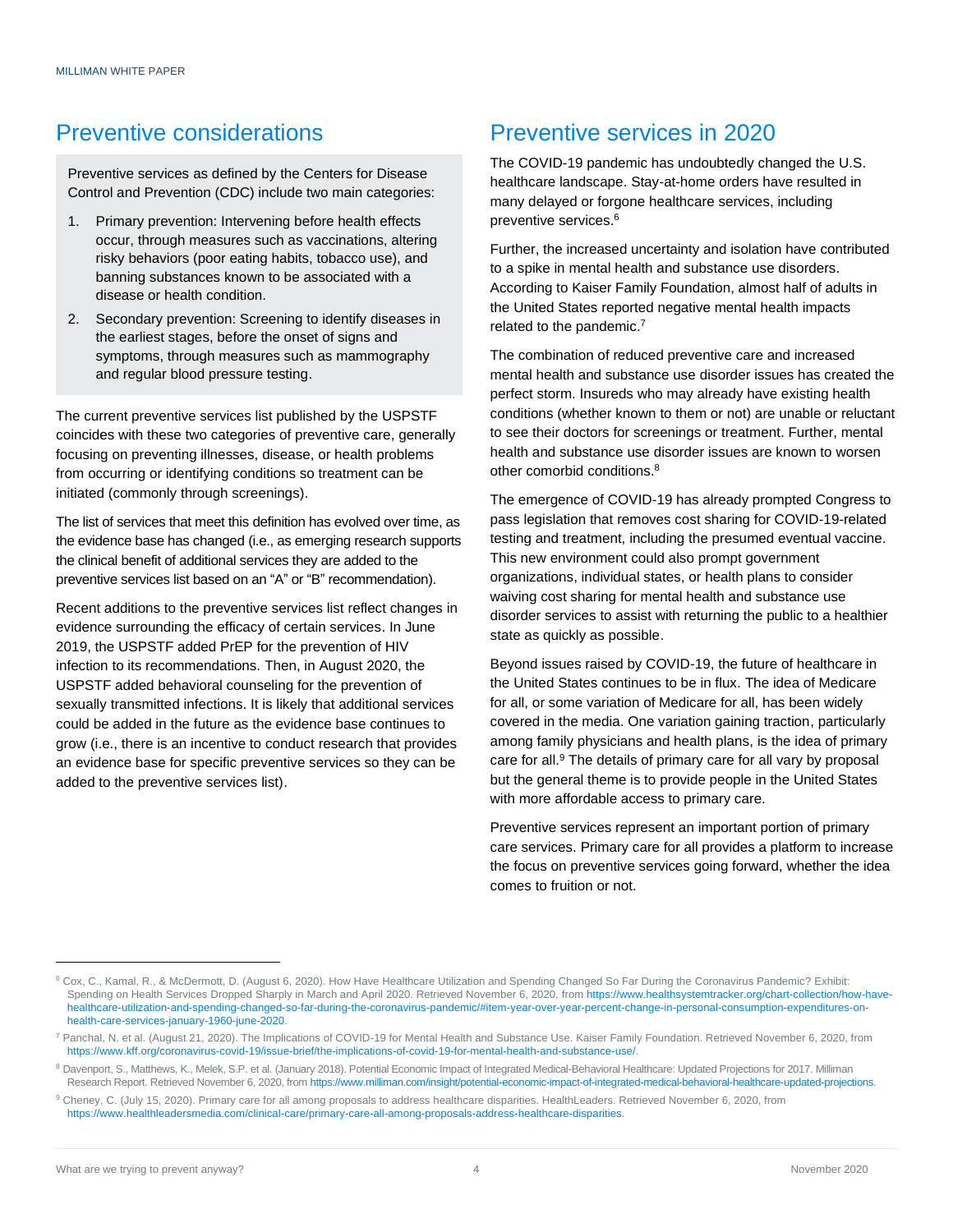## Preventive considerations

Preventive services as defined by the Centers for Disease Control and Prevention (CDC) include two main categories:

1. Primary prevention: Intervening before health effects occur, through measures such as vaccinations, altering risky behaviors (poor eating habits, tobacco use), and banning substances known to be associated with a disease or health condition.
2. Secondary prevention: Screening to identify diseases in the earliest stages, before the onset of signs and symptoms, through measures such as mammography and regular blood pressure testing.

The current preventive services list published by the USPSTF coincides with these two categories of preventive care, generally focusing on preventing illnesses, disease, or health problems from occurring or identifying conditions so treatment can be initiated (commonly through screenings).

The list of services that meet this definition has evolved over time, as the evidence base has changed (i.e., as emerging research supports the clinical benefit of additional services they are added to the preventive services list based on an "A" or "B" recommendation).

Recent additions to the preventive services list reflect changes in evidence surrounding the efficacy of certain services. In June 2019, the USPSTF added PrEP for the prevention of HIV infection to its recommendations. Then, in August 2020, the USPSTF added behavioral counseling for the prevention of sexually transmitted infections. It is likely that additional services could be added in the future as the evidence base continues to grow (i.e., there is an incentive to conduct research that provides an evidence base for specific preventive services so they can be added to the preventive services list).

## Preventive services in 2020

The COVID-19 pandemic has undoubtedly changed the U.S. healthcare landscape. Stay-at-home orders have resulted in many delayed or forgone healthcare services, including preventive services.[6]

Further, the increased uncertainty and isolation have contributed to a spike in mental health and substance use disorders. According to Kaiser Family Foundation, almost half of adults in the United States reported negative mental health impacts related to the pandemic.[7]

The combination of reduced preventive care and increased mental health and substance use disorder issues has created the perfect storm. Insureds who may already have existing health conditions (whether known to them or not) are unable or reluctant to see their doctors for screenings or treatment. Further, mental health and substance use disorder issues are known to worsen other comorbid conditions.[8]

The emergence of COVID-19 has already prompted Congress to pass legislation that removes cost sharing for COVID-19-related testing and treatment, including the presumed eventual vaccine. This new environment could also prompt government organizations, individual states, or health plans to consider waiving cost sharing for mental health and substance use disorder services to assist with returning the public to a healthier state as quickly as possible.

Beyond issues raised by COVID-19, the future of healthcare in the United States continues to be in flux. The idea of Medicare for all, or some variation of Medicare for all, has been widely covered in the media. One variation gaining traction, particularly among family physicians and health plans, is the idea of primary care for all.[9] The details of primary care for all vary by proposal but the general theme is to provide people in the United States with more affordable access to primary care.

Preventive services represent an important portion of primary care services. Primary care for all provides a platform to increase the focus on preventive services going forward, whether the idea comes to fruition or not.

---

[6] Cox, C., Kamal, R., & McDermott, D. (August 6, 2020). How Have Healthcare Utilization and Spending Changed So Far During the Coronavirus Pandemic? Exhibit: Spending on Health Services Dropped Sharply in March and April 2020. Retrieved November 6, 2020, from https://www.healthsystemtracker.org/chart-collection/how-have-healthcare-utilization-and-spending-changed-so-far-during-the-coronavirus-pandemic/#item-year-over-year-percent-change-in-personal-consumption-expenditures-on-health-care-services-january-1960-june-2020.

[7] Panchal, N. et al. (August 21, 2020). The Implications of COVID-19 for Mental Health and Substance Use. Kaiser Family Foundation. Retrieved November 6, 2020, from https://www.kff.org/coronavirus-covid-19/issue-brief/the-implications-of-covid-19-for-mental-health-and-substance-use/.

[8] Davenport, S., Matthews, K., Melek, S.P. et al. (January 2018). Potential Economic Impact of Integrated Medical-Behavioral Healthcare: Updated Projections for 2017. Milliman Research Report. Retrieved November 6, 2020, from https://www.milliman.com/insight/potential-economic-impact-of-integrated-medical-behavioral-healthcare-updated-projections.

[9] Cheney, C. (July 15, 2020). Primary care for all among proposals to address healthcare disparities. HealthLeaders. Retrieved November 6, 2020, from https://www.healthleadersmedia.com/clinical-care/primary-care-all-among-proposals-address-healthcare-disparities.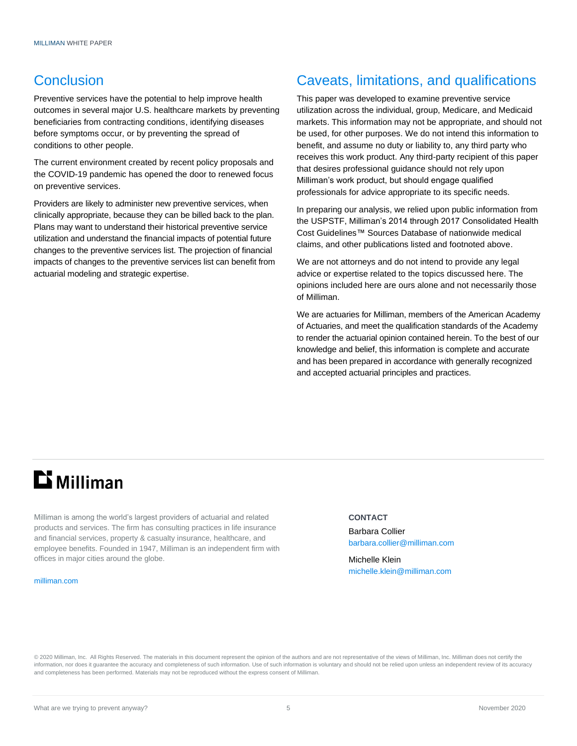## Conclusion

Preventive services have the potential to help improve health outcomes in several major U.S. healthcare markets by preventing beneficiaries from contracting conditions, identifying diseases before symptoms occur, or by preventing the spread of conditions to other people.

The current environment created by recent policy proposals and the COVID-19 pandemic has opened the door to renewed focus on preventive services.

Providers are likely to administer new preventive services, when clinically appropriate, because they can be billed back to the plan. Plans may want to understand their historical preventive service utilization and understand the financial impacts of potential future changes to the preventive services list. The projection of financial impacts of changes to the preventive services list can benefit from actuarial modeling and strategic expertise.

## Caveats, limitations, and qualifications

This paper was developed to examine preventive service utilization across the individual, group, Medicare, and Medicaid markets. This information may not be appropriate, and should not be used, for other purposes. We do not intend this information to benefit, and assume no duty or liability to, any third party who receives this work product. Any third-party recipient of this paper that desires professional guidance should not rely upon Milliman's work product, but should engage qualified professionals for advice appropriate to its specific needs.

In preparing our analysis, we relied upon public information from the USPSTF, Milliman's 2014 through 2017 Consolidated Health Cost Guidelines™ Sources Database of nationwide medical claims, and other publications listed and footnoted above.

We are not attorneys and do not intend to provide any legal advice or expertise related to the topics discussed here. The opinions included here are ours alone and not necessarily those of Milliman.

We are actuaries for Milliman, members of the American Academy of Actuaries, and meet the qualification standards of the Academy to render the actuarial opinion contained herein. To the best of our knowledge and belief, this information is complete and accurate and has been prepared in accordance with generally recognized and accepted actuarial principles and practices.

---

**Milliman**

Milliman is among the world's largest providers of actuarial and related products and services. The firm has consulting practices in life insurance and financial services, property & casualty insurance, healthcare, and employee benefits. Founded in 1947, Milliman is an independent firm with offices in major cities around the globe.

milliman.com

**CONTACT**

Barbara Collier
barbara.collier@milliman.com

Michelle Klein
michelle.klein@milliman.com

© 2020 Milliman, Inc. All Rights Reserved. The materials in this document represent the opinion of the authors and are not representative of the views of Milliman, Inc. Milliman does not certify the information, nor does it guarantee the accuracy and completeness of such information. Use of such information is voluntary and should not be relied upon unless an independent review of its accuracy and completeness has been performed. Materials may not be reproduced without the express consent of Milliman.